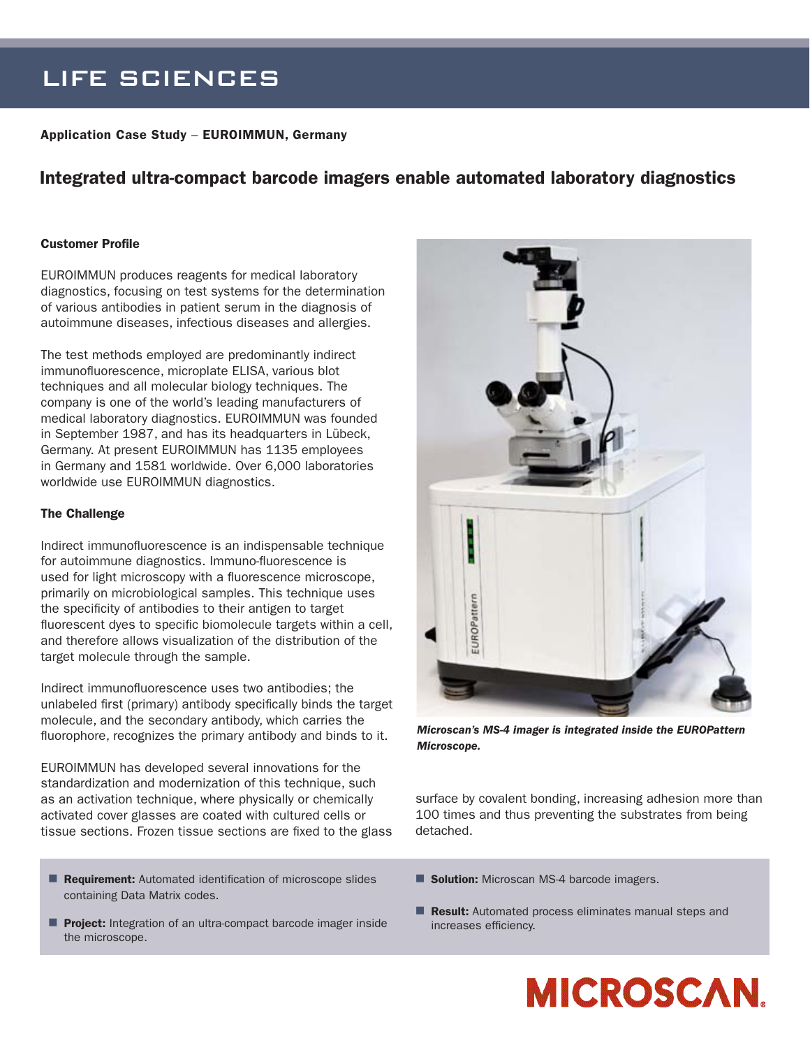# LIFE SCIENCES

**Application Case Study – EUROIMMUN, Germany**

## Integrated ultra-compact barcode imagers enable automated laboratory diagnostics

### Customer Profile

EUROIMMUN produces reagents for medical laboratory diagnostics, focusing on test systems for the determination of various antibodies in patient serum in the diagnosis of autoimmune diseases, infectious diseases and allergies.

The test methods employed are predominantly indirect immunofluorescence, microplate ELISA, various blot techniques and all molecular biology techniques. The company is one of the world's leading manufacturers of medical laboratory diagnostics. EUROIMMUN was founded in September 1987, and has its headquarters in Lübeck, Germany. At present EUROIMMUN has 1135 employees in Germany and 1581 worldwide. Over 6,000 laboratories worldwide use EUROIMMUN diagnostics.

### The Challenge

Indirect immunofluorescence is an indispensable technique for autoimmune diagnostics. Immuno-fluorescence is used for light microscopy with a fluorescence microscope, primarily on microbiological samples. This technique uses the specificity of antibodies to their antigen to target fluorescent dyes to specific biomolecule targets within a cell, and therefore allows visualization of the distribution of the target molecule through the sample.

Indirect immunofluorescence uses two antibodies; the unlabeled first (primary) antibody specifically binds the target molecule, and the secondary antibody, which carries the fluorophore, recognizes the primary antibody and binds to it.

EUROIMMUN has developed several innovations for the standardization and modernization of this technique, such as an activation technique, where physically or chemically activated cover glasses are coated with cultured cells or tissue sections. Frozen tissue sections are fixed to the glass surface by covalent bonding, increasing adhesion more than 100 times and thus preventing the substrates from being detached.

***Microscan's MS-4 imager is integrated inside the EUROPattern Microscope.***

- **Requirement:** Automated identification of microscope slides containing Data Matrix codes.
- **Project:** Integration of an ultra-compact barcode imager inside the microscope.
- **Solution:** Microscan MS-4 barcode imagers.
- **Result:** Automated process eliminates manual steps and increases efficiency.

MICROSCAN.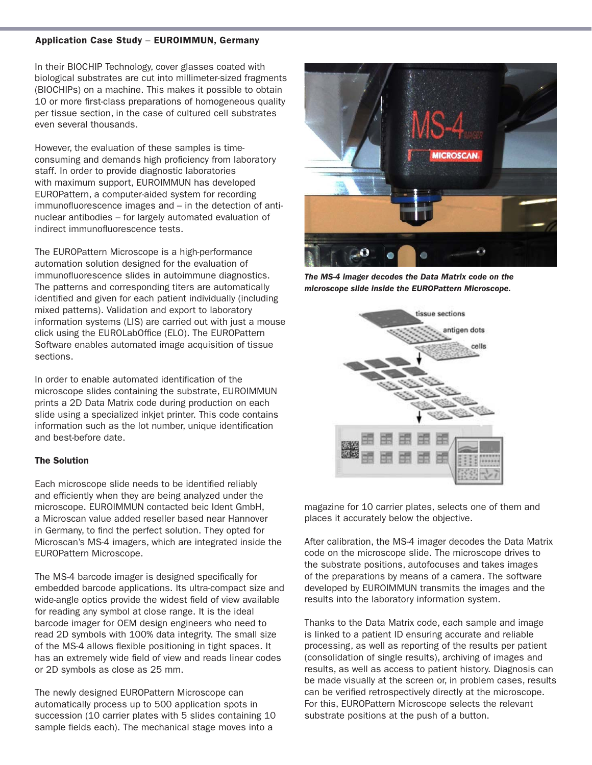**Application Case Study – EUROIMMUN, Germany**

In their BIOCHIP Technology, cover glasses coated with biological substrates are cut into millimeter-sized fragments (BIOCHIPs) on a machine. This makes it possible to obtain 10 or more first-class preparations of homogeneous quality per tissue section, in the case of cultured cell substrates even several thousands.

However, the evaluation of these samples is time-consuming and demands high proficiency from laboratory staff. In order to provide diagnostic laboratories with maximum support, EUROIMMUN has developed EUROPattern, a computer-aided system for recording immunofluorescence images and – in the detection of anti-nuclear antibodies – for largely automated evaluation of indirect immunofluorescence tests.

The EUROPattern Microscope is a high-performance automation solution designed for the evaluation of immunofluorescence slides in autoimmune diagnostics. The patterns and corresponding titers are automatically identified and given for each patient individually (including mixed patterns). Validation and export to laboratory information systems (LIS) are carried out with just a mouse click using the EUROLabOffice (ELO). The EUROPattern Software enables automated image acquisition of tissue sections.

In order to enable automated identification of the microscope slides containing the substrate, EUROIMMUN prints a 2D Data Matrix code during production on each slide using a specialized inkjet printer. This code contains information such as the lot number, unique identification and best-before date.

### The Solution

Each microscope slide needs to be identified reliably and efficiently when they are being analyzed under the microscope. EUROIMMUN contacted beic Ident GmbH, a Microscan value added reseller based near Hannover in Germany, to find the perfect solution. They opted for Microscan's MS-4 imagers, which are integrated inside the EUROPattern Microscope.

The MS-4 barcode imager is designed specifically for embedded barcode applications. Its ultra-compact size and wide-angle optics provide the widest field of view available for reading any symbol at close range. It is the ideal barcode imager for OEM design engineers who need to read 2D symbols with 100% data integrity. The small size of the MS-4 allows flexible positioning in tight spaces. It has an extremely wide field of view and reads linear codes or 2D symbols as close as 25 mm.

The newly designed EUROPattern Microscope can automatically process up to 500 application spots in succession (10 carrier plates with 5 slides containing 10 sample fields each). The mechanical stage moves into a magazine for 10 carrier plates, selects one of them and places it accurately below the objective.

*The MS-4 imager decodes the Data Matrix code on the microscope slide inside the EUROPattern Microscope.*

After calibration, the MS-4 imager decodes the Data Matrix code on the microscope slide. The microscope drives to the substrate positions, autofocuses and takes images of the preparations by means of a camera. The software developed by EUROIMMUN transmits the images and the results into the laboratory information system.

Thanks to the Data Matrix code, each sample and image is linked to a patient ID ensuring accurate and reliable processing, as well as reporting of the results per patient (consolidation of single results), archiving of images and results, as well as access to patient history. Diagnosis can be made visually at the screen or, in problem cases, results can be verified retrospectively directly at the microscope. For this, EUROPattern Microscope selects the relevant substrate positions at the push of a button.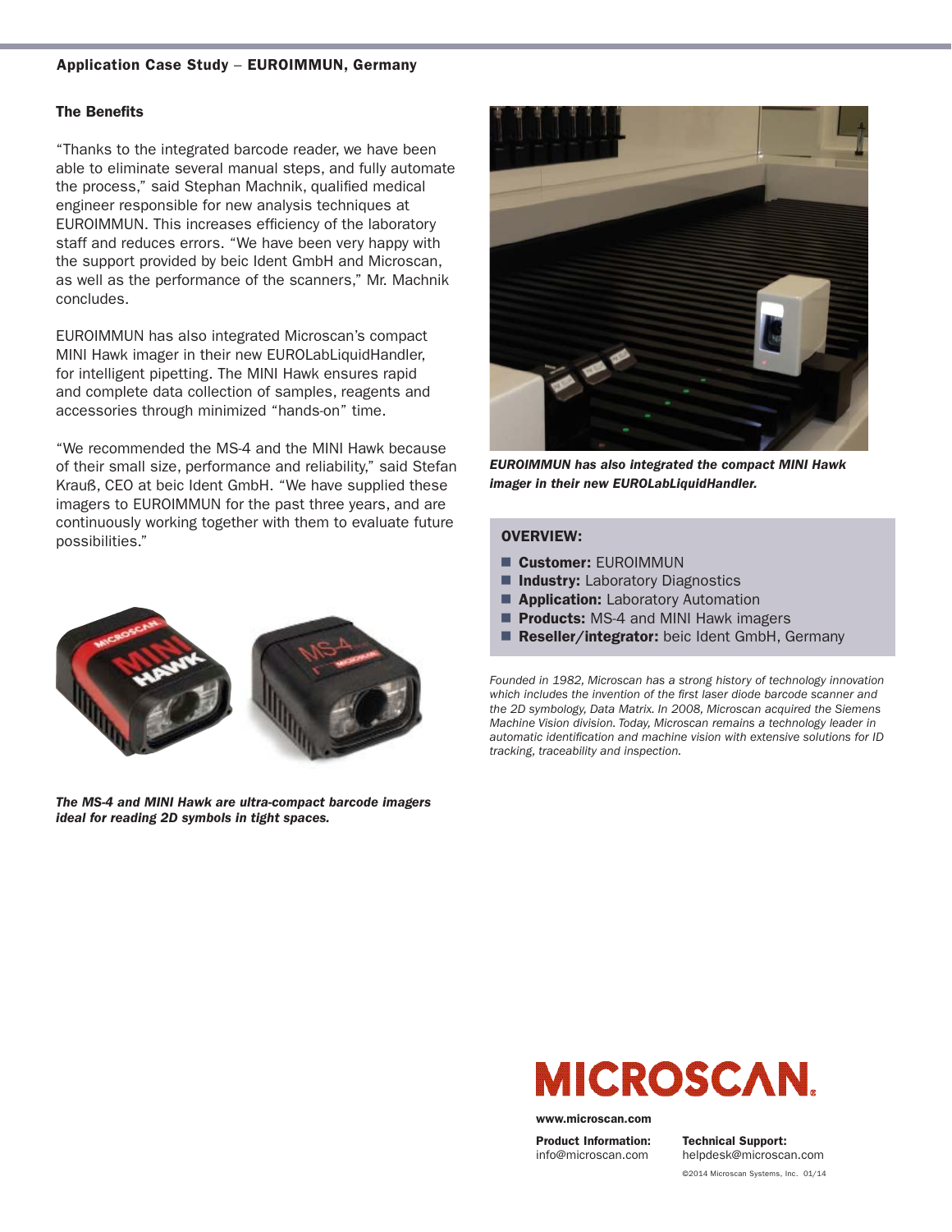## The Benefits

"Thanks to the integrated barcode reader, we have been able to eliminate several manual steps, and fully automate the process," said Stephan Machnik, qualified medical engineer responsible for new analysis techniques at EUROIMMUN. This increases efficiency of the laboratory staff and reduces errors. "We have been very happy with the support provided by beic Ident GmbH and Microscan, as well as the performance of the scanners," Mr. Machnik concludes.

EUROIMMUN has also integrated Microscan's compact MINI Hawk imager in their new EUROLabLiquidHandler, for intelligent pipetting. The MINI Hawk ensures rapid and complete data collection of samples, reagents and accessories through minimized "hands-on" time.

"We recommended the MS-4 and the MINI Hawk because of their small size, performance and reliability," said Stefan Krauß, CEO at beic Ident GmbH. "We have supplied these imagers to EUROIMMUN for the past three years, and are continuously working together with them to evaluate future possibilities."

***The MS-4 and MINI Hawk are ultra-compact barcode imagers ideal for reading 2D symbols in tight spaces.***

***EUROIMMUN has also integrated the compact MINI Hawk imager in their new EUROLabLiquidHandler.***

**OVERVIEW:**

- **Customer:** EUROIMMUN
- **Industry:** Laboratory Diagnostics
- **Application:** Laboratory Automation
- **Products:** MS-4 and MINI Hawk imagers
- **Reseller/integrator:** beic Ident GmbH, Germany

*Founded in 1982, Microscan has a strong history of technology innovation which includes the invention of the first laser diode barcode scanner and the 2D symbology, Data Matrix. In 2008, Microscan acquired the Siemens Machine Vision division. Today, Microscan remains a technology leader in automatic identification and machine vision with extensive solutions for ID tracking, traceability and inspection.*

MICROSCAN

**www.microscan.com**

**Product Information:**
info@microscan.com

**Technical Support:**
helpdesk@microscan.com

©2014 Microscan Systems, Inc. 01/14